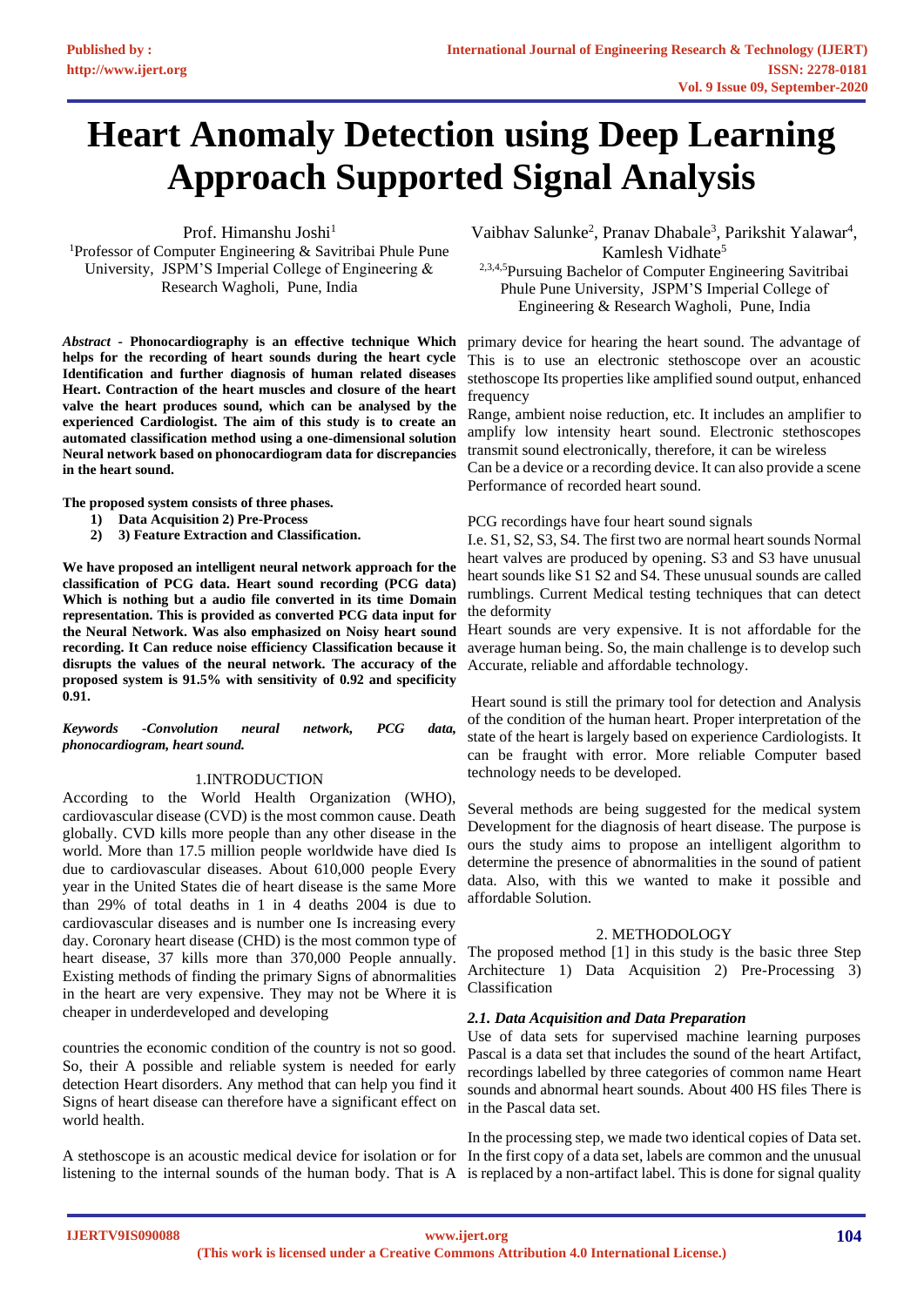# Heart Anomaly Detection using Deep Learning Approach Supported Signal Analysis

Prof. Himanshu Joshi[1]
[1]Professor of Computer Engineering & Savitribai Phule Pune University, JSPM'S Imperial College of Engineering & Research Wagholi, Pune, India

Vaibhav Salunke[2], Pranav Dhabale[3], Parikshit Yalawar[4], Kamlesh Vidhate[5]
[2,3,4,5]Pursuing Bachelor of Computer Engineering Savitribai Phule Pune University, JSPM'S Imperial College of Engineering & Research Wagholi, Pune, India

***Abstract*** **- Phonocardiography is an effective technique Which helps for the recording of heart sounds during the heart cycle Identification and further diagnosis of human related diseases Heart. Contraction of the heart muscles and closure of the heart valve the heart produces sound, which can be analysed by the experienced Cardiologist. The aim of this study is to create an automated classification method using a one-dimensional solution Neural network based on phonocardiogram data for discrepancies in the heart sound.**

**The proposed system consists of three phases.**

1) **Data Acquisition 2) Pre-Process**
2) **3) Feature Extraction and Classification.**

**We have proposed an intelligent neural network approach for the classification of PCG data. Heart sound recording (PCG data) Which is nothing but a audio file converted in its time Domain representation. This is provided as converted PCG data input for the Neural Network. Was also emphasized on Noisy heart sound recording. It Can reduce noise efficiency Classification because it disrupts the values of the neural network. The accuracy of the proposed system is 91.5% with sensitivity of 0.92 and specificity 0.91.**

***Keywords -Convolution neural network, PCG data, phonocardiogram, heart sound.***

## 1.INTRODUCTION

According to the World Health Organization (WHO), cardiovascular disease (CVD) is the most common cause. Death globally. CVD kills more people than any other disease in the world. More than 17.5 million people worldwide have died Is due to cardiovascular diseases. About 610,000 people Every year in the United States die of heart disease is the same More than 29% of total deaths in 1 in 4 deaths 2004 is due to cardiovascular diseases and is number one Is increasing every day. Coronary heart disease (CHD) is the most common type of heart disease, 37 kills more than 370,000 People annually. Existing methods of finding the primary Signs of abnormalities in the heart are very expensive. They may not be Where it is cheaper in underdeveloped and developing

countries the economic condition of the country is not so good. So, their A possible and reliable system is needed for early detection Heart disorders. Any method that can help you find it Signs of heart disease can therefore have a significant effect on world health.

A stethoscope is an acoustic medical device for isolation or for listening to the internal sounds of the human body. That is A primary device for hearing the heart sound. The advantage of This is to use an electronic stethoscope over an acoustic stethoscope Its properties like amplified sound output, enhanced frequency

Range, ambient noise reduction, etc. It includes an amplifier to amplify low intensity heart sound. Electronic stethoscopes transmit sound electronically, therefore, it can be wireless

Can be a device or a recording device. It can also provide a scene Performance of recorded heart sound.

PCG recordings have four heart sound signals

I.e. S1, S2, S3, S4. The first two are normal heart sounds Normal heart valves are produced by opening. S3 and S3 have unusual heart sounds like S1 S2 and S4. These unusual sounds are called rumblings. Current Medical testing techniques that can detect the deformity

Heart sounds are very expensive. It is not affordable for the average human being. So, the main challenge is to develop such Accurate, reliable and affordable technology.

Heart sound is still the primary tool for detection and Analysis of the condition of the human heart. Proper interpretation of the state of the heart is largely based on experience Cardiologists. It can be fraught with error. More reliable Computer based technology needs to be developed.

Several methods are being suggested for the medical system Development for the diagnosis of heart disease. The purpose is ours the study aims to propose an intelligent algorithm to determine the presence of abnormalities in the sound of patient data. Also, with this we wanted to make it possible and affordable Solution.

## 2. METHODOLOGY

The proposed method [1] in this study is the basic three Step Architecture 1) Data Acquisition 2) Pre-Processing 3) Classification

### *2.1. Data Acquisition and Data Preparation*

Use of data sets for supervised machine learning purposes Pascal is a data set that includes the sound of the heart Artifact, recordings labelled by three categories of common name Heart sounds and abnormal heart sounds. About 400 HS files There is in the Pascal data set.

In the processing step, we made two identical copies of Data set. In the first copy of a data set, labels are common and the unusual is replaced by a non-artifact label. This is done for signal quality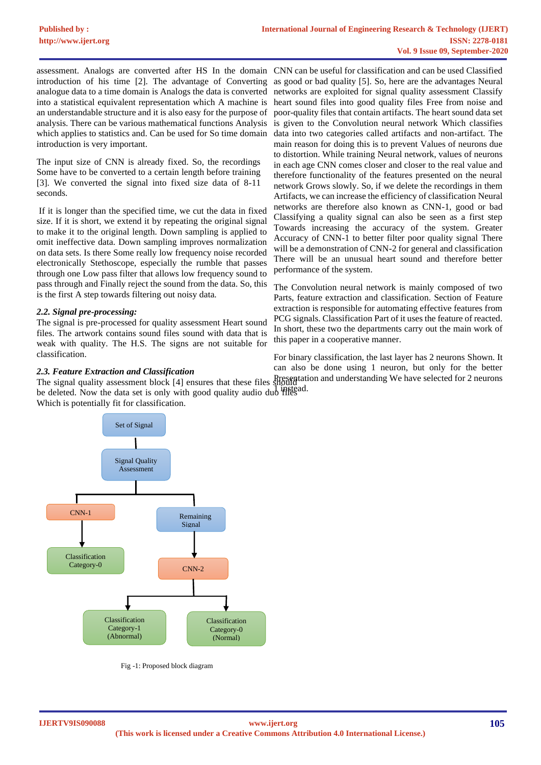assessment. Analogs are converted after HS In the domain introduction of his time [2]. The advantage of Converting analogue data to a time domain is Analogs the data is converted into a statistical equivalent representation which A machine is an understandable structure and it is also easy for the purpose of analysis. There can be various mathematical functions Analysis which applies to statistics and. Can be used for So time domain introduction is very important.

The input size of CNN is already fixed. So, the recordings Some have to be converted to a certain length before training [3]. We converted the signal into fixed size data of 8-11 seconds.

If it is longer than the specified time, we cut the data in fixed size. If it is short, we extend it by repeating the original signal to make it to the original length. Down sampling is applied to omit ineffective data. Down sampling improves normalization on data sets. Is there Some really low frequency noise recorded electronically Stethoscope, especially the rumble that passes through one Low pass filter that allows low frequency sound to pass through and Finally reject the sound from the data. So, this is the first A step towards filtering out noisy data.

### *2.2. Signal pre-processing:*

The signal is pre-processed for quality assessment Heart sound files. The artwork contains sound files sound with data that is weak with quality. The H.S. The signs are not suitable for classification.

### *2.3. Feature Extraction and Classification*

The signal quality assessment block [4] ensures that these files should be deleted. Now the data set is only with good quality audio duo files Which is potentially fit for classification.

Set of Signal → Signal Quality Assessment → CNN-1 → Classification Category-0; Remaining Signal → CNN-2 → Classification Category-1 (Abnormal), Classification Category-0 (Normal)

Fig -1: Proposed block diagram

CNN can be useful for classification and can be used Classified as good or bad quality [5]. So, here are the advantages Neural networks are exploited for signal quality assessment Classify heart sound files into good quality files Free from noise and poor-quality files that contain artifacts. The heart sound data set is given to the Convolution neural network Which classifies data into two categories called artifacts and non-artifact. The main reason for doing this is to prevent Values of neurons due to distortion. While training Neural network, values of neurons in each age CNN comes closer and closer to the real value and therefore functionality of the features presented on the neural network Grows slowly. So, if we delete the recordings in them Artifacts, we can increase the efficiency of classification Neural networks are therefore also known as CNN-1, good or bad Classifying a quality signal can also be seen as a first step Towards increasing the accuracy of the system. Greater Accuracy of CNN-1 to better filter poor quality signal There will be a demonstration of CNN-2 for general and classification There will be an unusual heart sound and therefore better performance of the system.

The Convolution neural network is mainly composed of two Parts, feature extraction and classification. Section of Feature extraction is responsible for automating effective features from PCG signals. Classification Part of it uses the feature of reacted. In short, these two the departments carry out the main work of this paper in a cooperative manner.

For binary classification, the last layer has 2 neurons Shown. It can also be done using 1 neuron, but only for the better Presentation and understanding We have selected for 2 neurons 1 instead.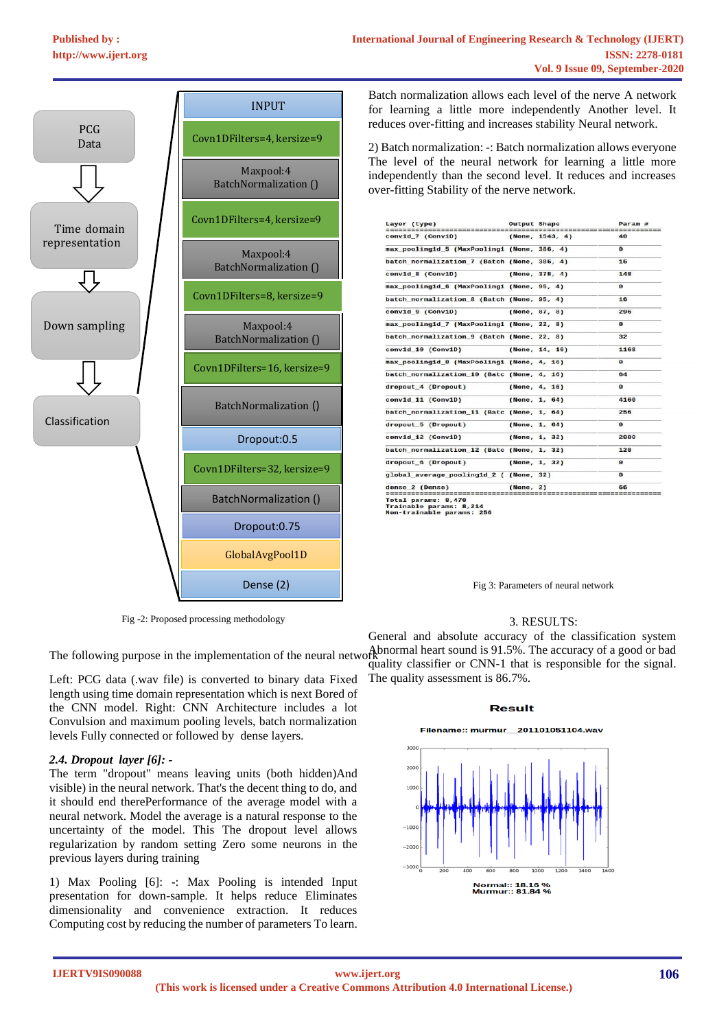Fig -2: Proposed processing methodology

The following purpose in the implementation of the neural network

Left: PCG data (.wav file) is converted to binary data Fixed length using time domain representation which is next Bored of the CNN model. Right: CNN Architecture includes a lot Convulsion and maximum pooling levels, batch normalization levels Fully connected or followed by dense layers.

### *2.4. Dropout layer [6]: -*

The term "dropout" means leaving units (both hidden)And visible) in the neural network. That's the decent thing to do, and it should end therePerformance of the average model with a neural network. Model the average is a natural response to the uncertainty of the model. This The dropout level allows regularization by random setting Zero some neurons in the previous layers during training

1) Max Pooling [6]: -: Max Pooling is intended Input presentation for down-sample. It helps reduce Eliminates dimensionality and convenience extraction. It reduces Computing cost by reducing the number of parameters To learn.

Batch normalization allows each level of the nerve A network for learning a little more independently Another level. It reduces over-fitting and increases stability Neural network.

2) Batch normalization: -: Batch normalization allows everyone The level of the neural network for learning a little more independently than the second level. It reduces and increases over-fitting Stability of the nerve network.

| Layer (type) | Output Shape | Param # |
|---|---|---|
| conv1d_7 (Conv1D) | (None, 1543, 4) | 40 |
| max_pooling1d_5 (MaxPooling1 | (None, 386, 4) | 0 |
| batch_normalization_7 (Batch | (None, 386, 4) | 16 |
| conv1d_8 (Conv1D) | (None, 378, 4) | 148 |
| max_pooling1d_6 (MaxPooling1 | (None, 95, 4) | 0 |
| batch_normalization_8 (Batch | (None, 95, 4) | 16 |
| conv1d_9 (Conv1D) | (None, 87, 8) | 296 |
| max_pooling1d_7 (MaxPooling1 | (None, 22, 8) | 0 |
| batch_normalization_9 (Batch | (None, 22, 8) | 32 |
| conv1d_10 (Conv1D) | (None, 14, 16) | 1168 |
| max_pooling1d_8 (MaxPooling1 | (None, 4, 16) | 0 |
| batch_normalization_10 (Batc | (None, 4, 16) | 64 |
| dropout_4 (Dropout) | (None, 4, 16) | 0 |
| conv1d_11 (Conv1D) | (None, 1, 64) | 4160 |
| batch_normalization_11 (Batc | (None, 1, 64) | 256 |
| dropout_5 (Dropout) | (None, 1, 64) | 0 |
| conv1d_12 (Conv1D) | (None, 1, 32) | 2080 |
| batch_normalization_12 (Batc | (None, 1, 32) | 128 |
| dropout_6 (Dropout) | (None, 1, 32) | 0 |
| global_average_pooling1d_2 ( | (None, 32) | 0 |
| dense_2 (Dense) | (None, 2) | 66 |

Total params: 8,470
Trainable params: 8,214
Non-trainable params: 256

Fig 3: Parameters of neural network

## 3. RESULTS:

General and absolute accuracy of the classification system Abnormal heart sound is 91.5%. The accuracy of a good or bad quality classifier or CNN-1 that is responsible for the signal. The quality assessment is 86.7%.

Result

Filename:: murmur__201101051104.wav

Normal:: 18.16 %
Murmur:: 81.84 %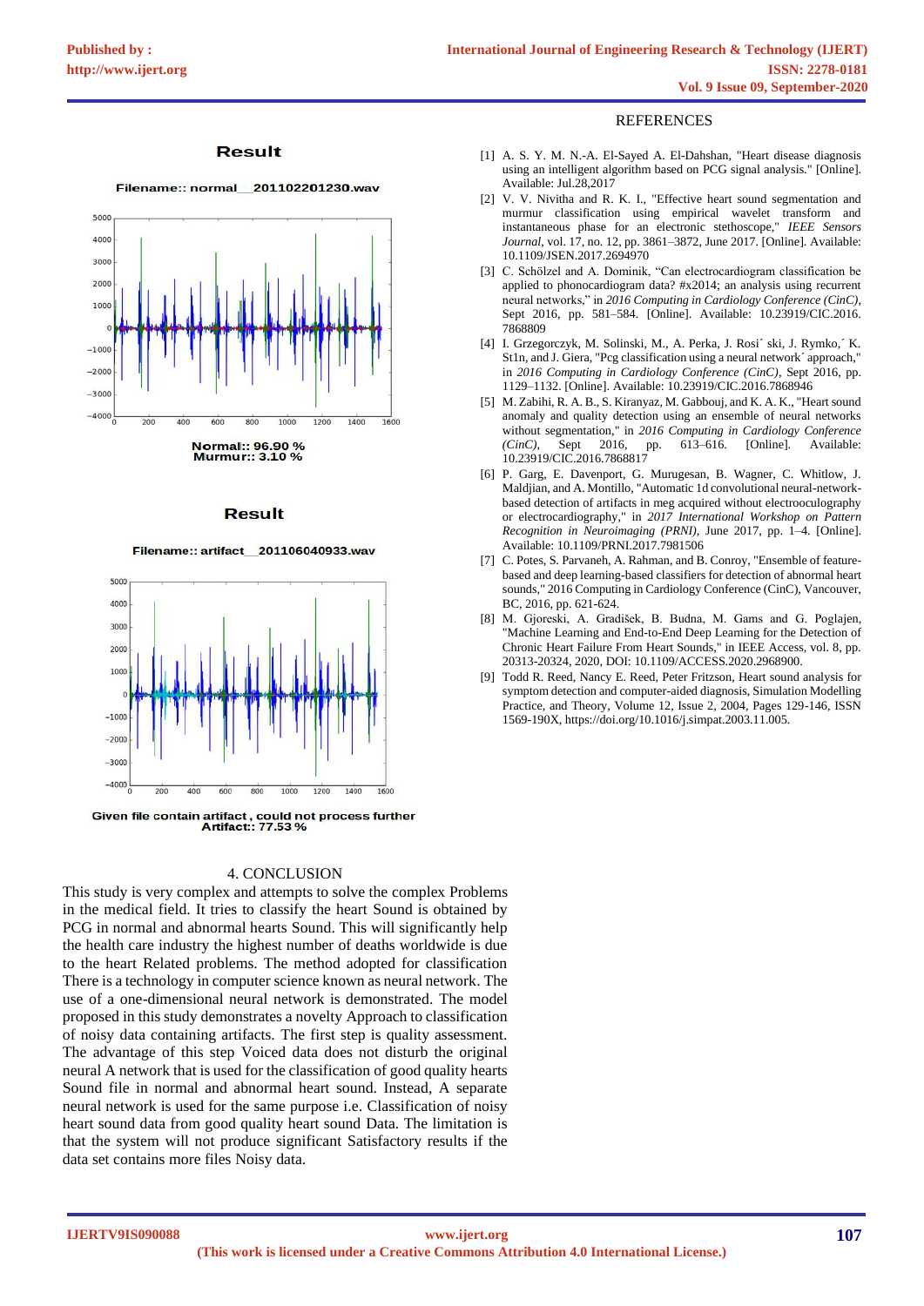**Result**

**Filename:: normal__201102201230.wav**

5000
4000
3000
2000
1000
0
−1000
−2000
−3000
−4000
0 200 400 600 800 1000 1200 1400 1600

**Normal:: 96.90 %**
**Murmur:: 3.10 %**

**Result**

**Filename:: artifact__201106040933.wav**

5000
4000
3000
2000
1000
0
−1000
−2000
−3000
−4000
0 200 400 600 800 1000 1200 1400 1600

**Given file contain artifact , could not process further**
**Artifact:: 77.53 %**

## 4. CONCLUSION

This study is very complex and attempts to solve the complex Problems in the medical field. It tries to classify the heart Sound is obtained by PCG in normal and abnormal hearts Sound. This will significantly help the health care industry the highest number of deaths worldwide is due to the heart Related problems. The method adopted for classification There is a technology in computer science known as neural network. The use of a one-dimensional neural network is demonstrated. The model proposed in this study demonstrates a novelty Approach to classification of noisy data containing artifacts. The first step is quality assessment. The advantage of this step Voiced data does not disturb the original neural A network that is used for the classification of good quality hearts Sound file in normal and abnormal heart sound. Instead, A separate neural network is used for the same purpose i.e. Classification of noisy heart sound data from good quality heart sound Data. The limitation is that the system will not produce significant Satisfactory results if the data set contains more files Noisy data.

## REFERENCES

[1] A. S. Y. M. N.-A. El-Sayed A. El-Dahshan, "Heart disease diagnosis using an intelligent algorithm based on PCG signal analysis." [Online]. Available: Jul.28,2017

[2] V. V. Nivitha and R. K. I., "Effective heart sound segmentation and murmur classification using empirical wavelet transform and instantaneous phase for an electronic stethoscope," *IEEE Sensors Journal*, vol. 17, no. 12, pp. 3861–3872, June 2017. [Online]. Available: 10.1109/JSEN.2017.2694970

[3] C. Schölzel and A. Dominik, "Can electrocardiogram classification be applied to phonocardiogram data? #x2014; an analysis using recurrent neural networks," in *2016 Computing in Cardiology Conference (CinC)*, Sept 2016, pp. 581–584. [Online]. Available: 10.23919/CIC.2016.7868809

[4] I. Grzegorczyk, M. Solinski, M., A. Perka, J. Rosi´ ski, J. Rymko,´ K. St1n, and J. Giera, "Pcg classification using a neural network´ approach," in *2016 Computing in Cardiology Conference (CinC)*, Sept 2016, pp. 1129–1132. [Online]. Available: 10.23919/CIC.2016.7868946

[5] M. Zabihi, R. A. B., S. Kiranyaz, M. Gabbouj, and K. A. K., "Heart sound anomaly and quality detection using an ensemble of neural networks without segmentation," in *2016 Computing in Cardiology Conference (CinC)*, Sept 2016, pp. 613–616. [Online]. Available: 10.23919/CIC.2016.7868817

[6] P. Garg, E. Davenport, G. Murugesan, B. Wagner, C. Whitlow, J. Maldjian, and A. Montillo, "Automatic 1d convolutional neural-network-based detection of artifacts in meg acquired without electrooculography or electrocardiography," in *2017 International Workshop on Pattern Recognition in Neuroimaging (PRNI)*, June 2017, pp. 1–4. [Online]. Available: 10.1109/PRNI.2017.7981506

[7] C. Potes, S. Parvaneh, A. Rahman, and B. Conroy, "Ensemble of feature-based and deep learning-based classifiers for detection of abnormal heart sounds," 2016 Computing in Cardiology Conference (CinC), Vancouver, BC, 2016, pp. 621-624.

[8] M. Gjoreski, A. Gradišek, B. Budna, M. Gams and G. Poglajen, "Machine Learning and End-to-End Deep Learning for the Detection of Chronic Heart Failure From Heart Sounds," in IEEE Access, vol. 8, pp. 20313-20324, 2020, DOI: 10.1109/ACCESS.2020.2968900.

[9] Todd R. Reed, Nancy E. Reed, Peter Fritzson, Heart sound analysis for symptom detection and computer-aided diagnosis, Simulation Modelling Practice, and Theory, Volume 12, Issue 2, 2004, Pages 129-146, ISSN 1569-190X, https://doi.org/10.1016/j.simpat.2003.11.005.